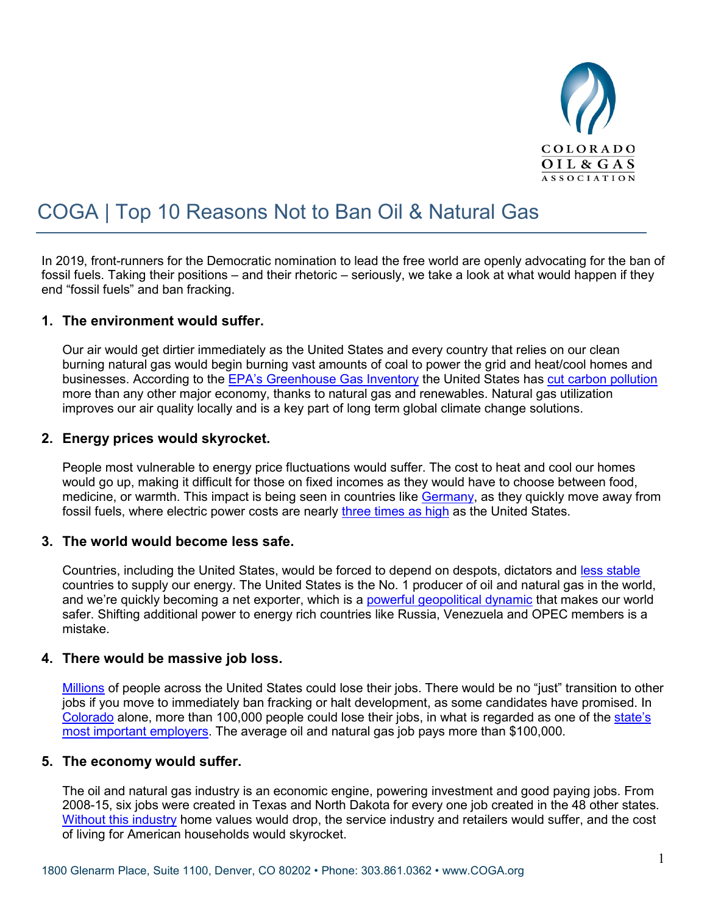COLORADO OIL & GAS ASSOCIATION

# COGA | Top 10 Reasons Not to Ban Oil & Natural Gas

In 2019, front-runners for the Democratic nomination to lead the free world are openly advocating for the ban of fossil fuels. Taking their positions – and their rhetoric – seriously, we take a look at what would happen if they end "fossil fuels" and ban fracking.

1. **The environment would suffer.**

   Our air would get dirtier immediately as the United States and every country that relies on our clean burning natural gas would begin burning vast amounts of coal to power the grid and heat/cool homes and businesses. According to the EPA's Greenhouse Gas Inventory the United States has cut carbon pollution more than any other major economy, thanks to natural gas and renewables. Natural gas utilization improves our air quality locally and is a key part of long term global climate change solutions.

2. **Energy prices would skyrocket.**

   People most vulnerable to energy price fluctuations would suffer. The cost to heat and cool our homes would go up, making it difficult for those on fixed incomes as they would have to choose between food, medicine, or warmth. This impact is being seen in countries like Germany, as they quickly move away from fossil fuels, where electric power costs are nearly three times as high as the United States.

3. **The world would become less safe.**

   Countries, including the United States, would be forced to depend on despots, dictators and less stable countries to supply our energy. The United States is the No. 1 producer of oil and natural gas in the world, and we're quickly becoming a net exporter, which is a powerful geopolitical dynamic that makes our world safer. Shifting additional power to energy rich countries like Russia, Venezuela and OPEC members is a mistake.

4. **There would be massive job loss.**

   Millions of people across the United States could lose their jobs. There would be no "just" transition to other jobs if you move to immediately ban fracking or halt development, as some candidates have promised. In Colorado alone, more than 100,000 people could lose their jobs, in what is regarded as one of the state's most important employers. The average oil and natural gas job pays more than $100,000.

5. **The economy would suffer.**

   The oil and natural gas industry is an economic engine, powering investment and good paying jobs. From 2008-15, six jobs were created in Texas and North Dakota for every one job created in the 48 other states. Without this industry home values would drop, the service industry and retailers would suffer, and the cost of living for American households would skyrocket.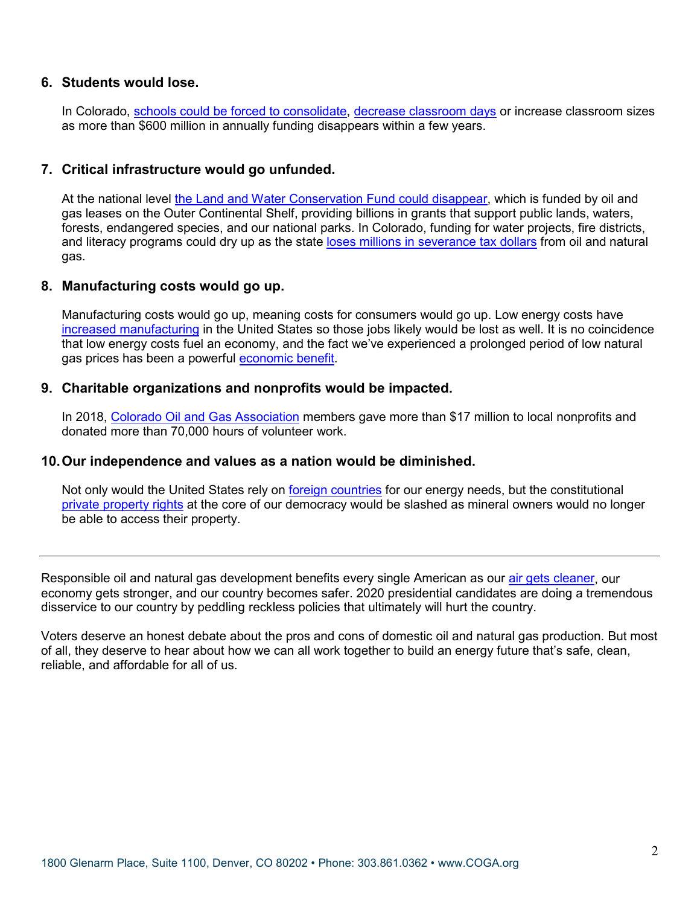6. **Students would lose.**

   In Colorado, schools could be forced to consolidate, decrease classroom days or increase classroom sizes as more than $600 million in annually funding disappears within a few years.

7. **Critical infrastructure would go unfunded.**

   At the national level the Land and Water Conservation Fund could disappear, which is funded by oil and gas leases on the Outer Continental Shelf, providing billions in grants that support public lands, waters, forests, endangered species, and our national parks. In Colorado, funding for water projects, fire districts, and literacy programs could dry up as the state loses millions in severance tax dollars from oil and natural gas.

8. **Manufacturing costs would go up.**

   Manufacturing costs would go up, meaning costs for consumers would go up. Low energy costs have increased manufacturing in the United States so those jobs likely would be lost as well. It is no coincidence that low energy costs fuel an economy, and the fact we've experienced a prolonged period of low natural gas prices has been a powerful economic benefit.

9. **Charitable organizations and nonprofits would be impacted.**

   In 2018, Colorado Oil and Gas Association members gave more than $17 million to local nonprofits and donated more than 70,000 hours of volunteer work.

10. **Our independence and values as a nation would be diminished.**

    Not only would the United States rely on foreign countries for our energy needs, but the constitutional private property rights at the core of our democracy would be slashed as mineral owners would no longer be able to access their property.

---

Responsible oil and natural gas development benefits every single American as our air gets cleaner, our economy gets stronger, and our country becomes safer. 2020 presidential candidates are doing a tremendous disservice to our country by peddling reckless policies that ultimately will hurt the country.

Voters deserve an honest debate about the pros and cons of domestic oil and natural gas production. But most of all, they deserve to hear about how we can all work together to build an energy future that's safe, clean, reliable, and affordable for all of us.

1800 Glenarm Place, Suite 1100, Denver, CO 80202 • Phone: 303.861.0362 • www.COGA.org